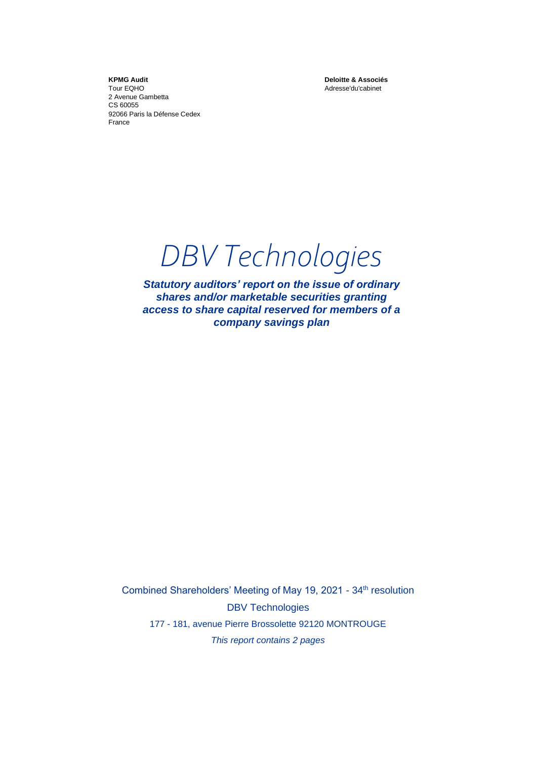**KPMG Audit**
Tour EQHO
2 Avenue Gambetta
CS 60055
92066 Paris la Défense Cedex
France

**Deloitte & Associés**
Adresse'du'cabinet

# DBV Technologies

***Statutory auditors' report on the issue of ordinary shares and/or marketable securities granting access to share capital reserved for members of a company savings plan***

Combined Shareholders' Meeting of May 19, 2021 - 34th resolution

DBV Technologies

177 - 181, avenue Pierre Brossolette 92120 MONTROUGE

*This report contains 2 pages*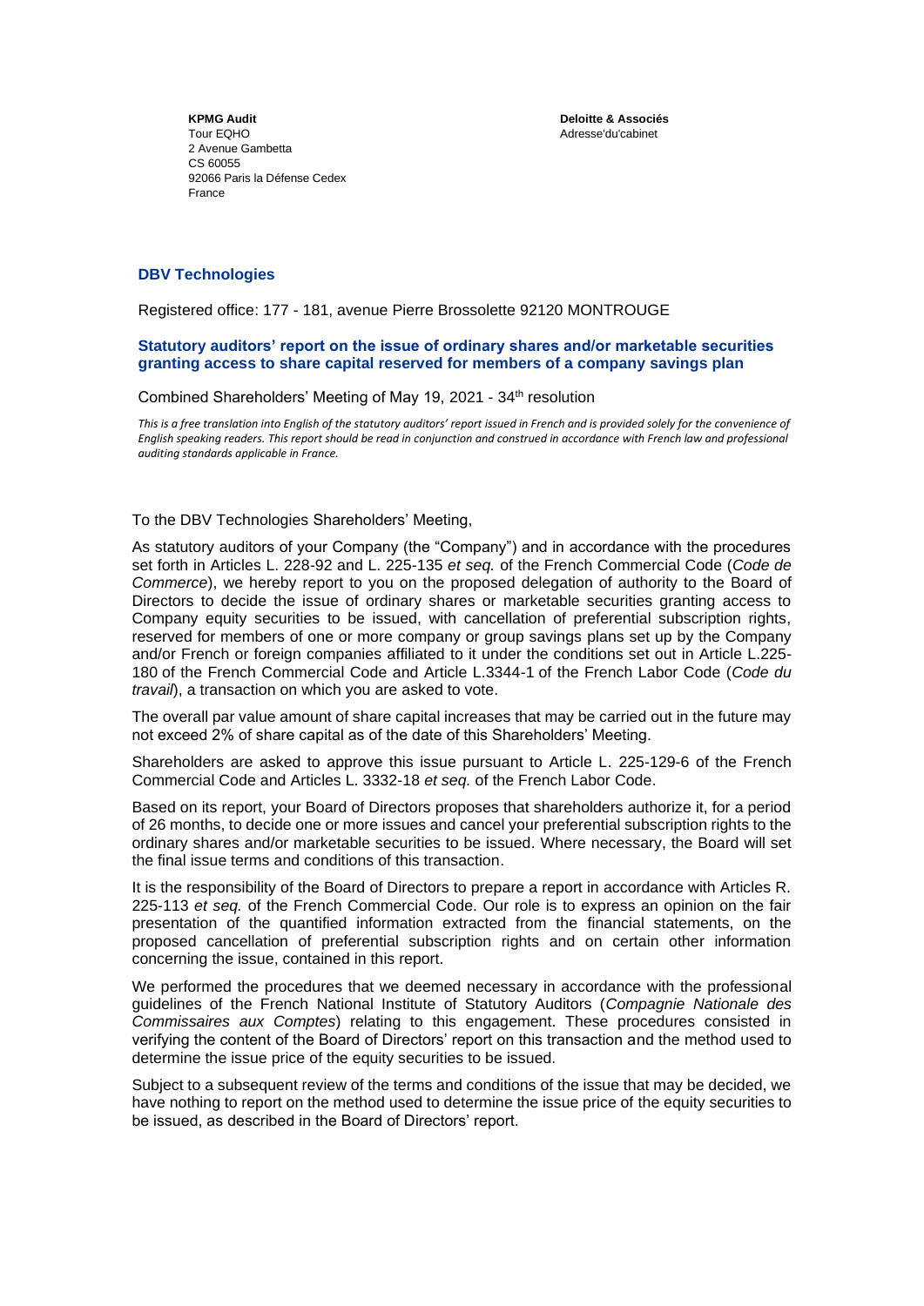**KPMG Audit**
Tour EQHO
2 Avenue Gambetta
CS 60055
92066 Paris la Défense Cedex
France

**Deloitte & Associés**
Adresse'du'cabinet

**DBV Technologies**

Registered office: 177 - 181, avenue Pierre Brossolette 92120 MONTROUGE

## Statutory auditors' report on the issue of ordinary shares and/or marketable securities granting access to share capital reserved for members of a company savings plan

Combined Shareholders' Meeting of May 19, 2021 - 34th resolution

*This is a free translation into English of the statutory auditors' report issued in French and is provided solely for the convenience of English speaking readers. This report should be read in conjunction and construed in accordance with French law and professional auditing standards applicable in France.*

To the DBV Technologies Shareholders' Meeting,

As statutory auditors of your Company (the "Company") and in accordance with the procedures set forth in Articles L. 228-92 and L. 225-135 *et seq.* of the French Commercial Code (*Code de Commerce*), we hereby report to you on the proposed delegation of authority to the Board of Directors to decide the issue of ordinary shares or marketable securities granting access to Company equity securities to be issued, with cancellation of preferential subscription rights, reserved for members of one or more company or group savings plans set up by the Company and/or French or foreign companies affiliated to it under the conditions set out in Article L.225-180 of the French Commercial Code and Article L.3344-1 of the French Labor Code (*Code du travail*), a transaction on which you are asked to vote.

The overall par value amount of share capital increases that may be carried out in the future may not exceed 2% of share capital as of the date of this Shareholders' Meeting.

Shareholders are asked to approve this issue pursuant to Article L. 225-129-6 of the French Commercial Code and Articles L. 3332-18 *et seq.* of the French Labor Code.

Based on its report, your Board of Directors proposes that shareholders authorize it, for a period of 26 months, to decide one or more issues and cancel your preferential subscription rights to the ordinary shares and/or marketable securities to be issued. Where necessary, the Board will set the final issue terms and conditions of this transaction.

It is the responsibility of the Board of Directors to prepare a report in accordance with Articles R. 225-113 *et seq.* of the French Commercial Code. Our role is to express an opinion on the fair presentation of the quantified information extracted from the financial statements, on the proposed cancellation of preferential subscription rights and on certain other information concerning the issue, contained in this report.

We performed the procedures that we deemed necessary in accordance with the professional guidelines of the French National Institute of Statutory Auditors (*Compagnie Nationale des Commissaires aux Comptes*) relating to this engagement. These procedures consisted in verifying the content of the Board of Directors' report on this transaction and the method used to determine the issue price of the equity securities to be issued.

Subject to a subsequent review of the terms and conditions of the issue that may be decided, we have nothing to report on the method used to determine the issue price of the equity securities to be issued, as described in the Board of Directors' report.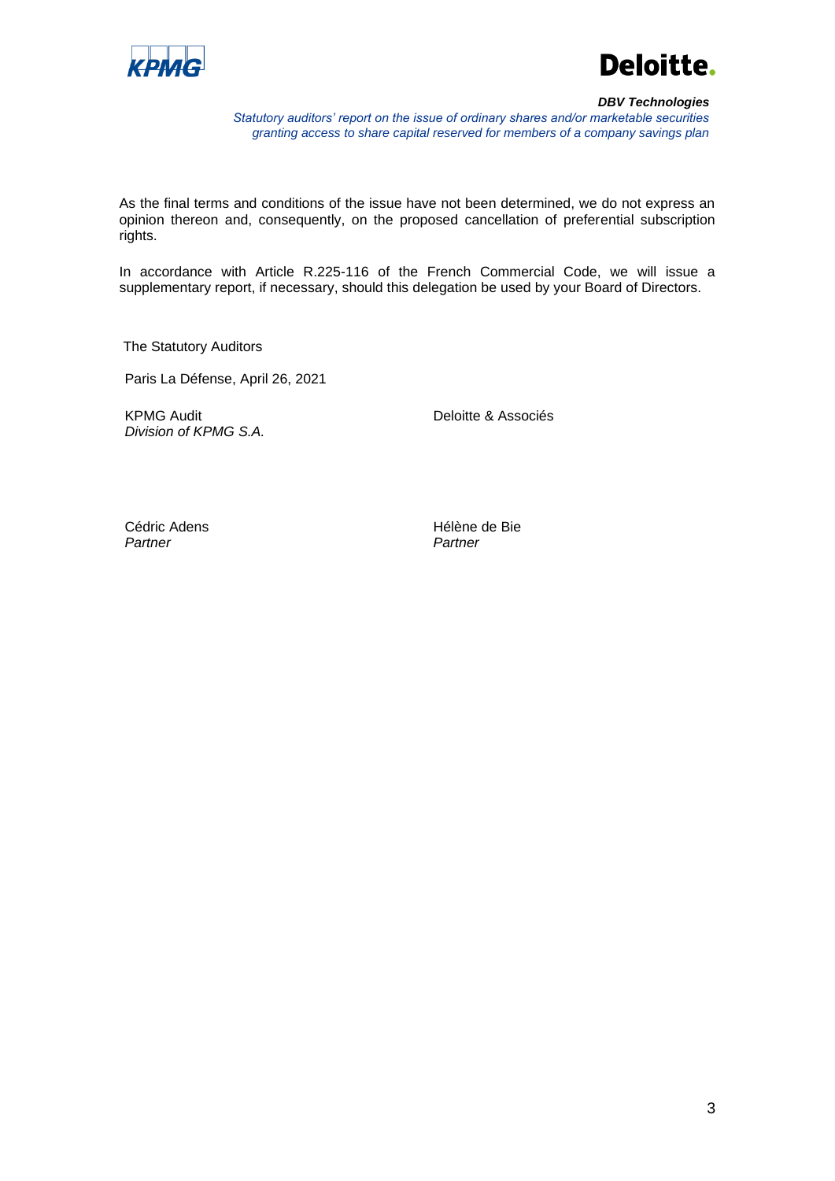As the final terms and conditions of the issue have not been determined, we do not express an opinion thereon and, consequently, on the proposed cancellation of preferential subscription rights.

In accordance with Article R.225-116 of the French Commercial Code, we will issue a supplementary report, if necessary, should this delegation be used by your Board of Directors.

The Statutory Auditors

Paris La Défense, April 26, 2021

KPMG Audit
*Division of KPMG S.A.*

Cédric Adens
*Partner*

Deloitte & Associés

Hélène de Bie
*Partner*